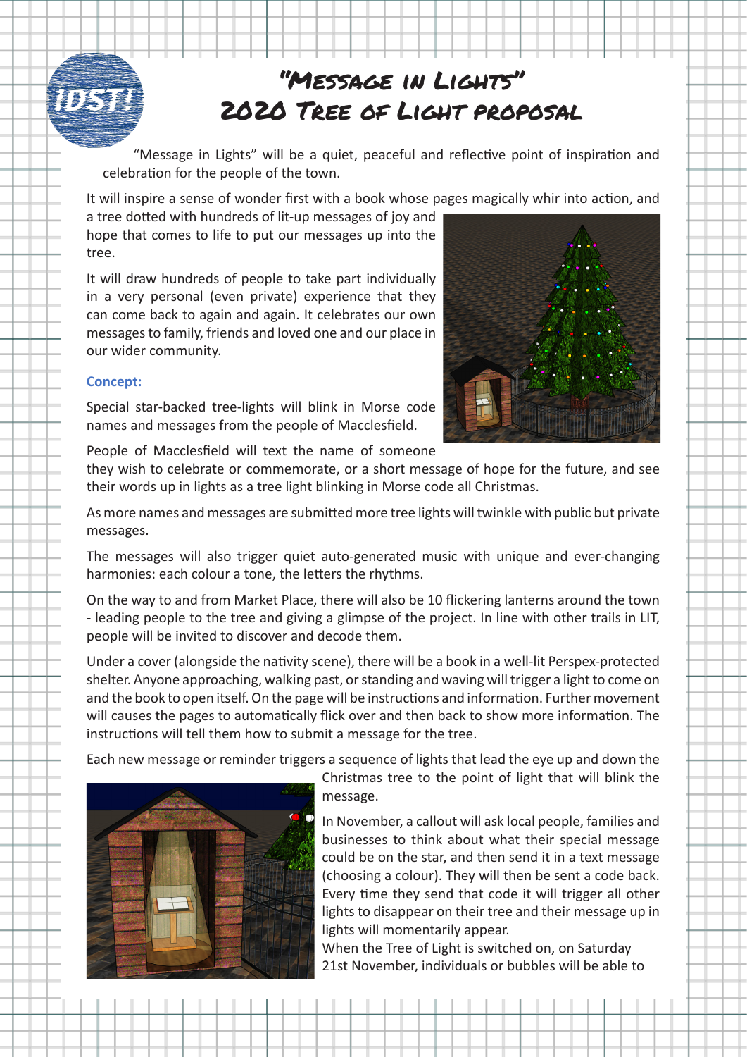# "Message in Lights" 2020 Tree of Light proposal

"Message in Lights" will be a quiet, peaceful and reflective point of inspiration and celebration for the people of the town.

It will inspire a sense of wonder first with a book whose pages magically whir into action, and a tree dotted with hundreds of lit-up messages of joy and hope that comes to life to put our messages up into the tree.

It will draw hundreds of people to take part individually in a very personal (even private) experience that they can come back to again and again. It celebrates our own messages to family, friends and loved one and our place in our wider community.

**Concept:**

Special star-backed tree-lights will blink in Morse code names and messages from the people of Macclesfield.

People of Macclesfield will text the name of someone they wish to celebrate or commemorate, or a short message of hope for the future, and see their words up in lights as a tree light blinking in Morse code all Christmas.

As more names and messages are submitted more tree lights will twinkle with public but private messages.

The messages will also trigger quiet auto-generated music with unique and ever-changing harmonies: each colour a tone, the letters the rhythms.

On the way to and from Market Place, there will also be 10 flickering lanterns around the town - leading people to the tree and giving a glimpse of the project. In line with other trails in LIT, people will be invited to discover and decode them.

Under a cover (alongside the nativity scene), there will be a book in a well-lit Perspex-protected shelter. Anyone approaching, walking past, or standing and waving will trigger a light to come on and the book to open itself. On the page will be instructions and information. Further movement will causes the pages to automatically flick over and then back to show more information. The instructions will tell them how to submit a message for the tree.

Each new message or reminder triggers a sequence of lights that lead the eye up and down the Christmas tree to the point of light that will blink the message.

In November, a callout will ask local people, families and businesses to think about what their special message could be on the star, and then send it in a text message (choosing a colour). They will then be sent a code back. Every time they send that code it will trigger all other lights to disappear on their tree and their message up in lights will momentarily appear.

When the Tree of Light is switched on, on Saturday 21st November, individuals or bubbles will be able to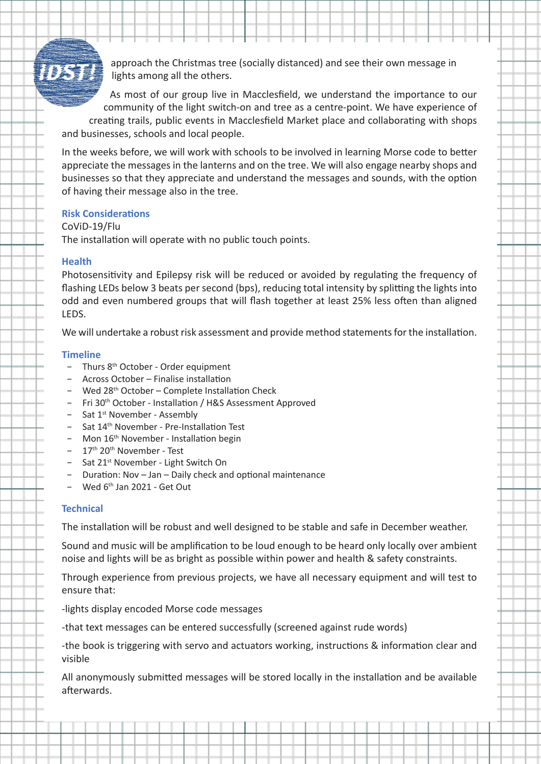approach the Christmas tree (socially distanced) and see their own message in lights among all the others.

As most of our group live in Macclesfield, we understand the importance to our community of the light switch-on and tree as a centre-point. We have experience of creating trails, public events in Macclesfield Market place and collaborating with shops and businesses, schools and local people.

In the weeks before, we will work with schools to be involved in learning Morse code to better appreciate the messages in the lanterns and on the tree. We will also engage nearby shops and businesses so that they appreciate and understand the messages and sounds, with the option of having their message also in the tree.

### Risk Considerations

CoViD-19/Flu

The installation will operate with no public touch points.

### Health

Photosensitivity and Epilepsy risk will be reduced or avoided by regulating the frequency of flashing LEDs below 3 beats per second (bps), reducing total intensity by splitting the lights into odd and even numbered groups that will flash together at least 25% less often than aligned LEDS.

We will undertake a robust risk assessment and provide method statements for the installation.

### Timeline

- Thurs 8th October - Order equipment
- Across October – Finalise installation
- Wed 28th October – Complete Installation Check
- Fri 30th October - Installation / H&S Assessment Approved
- Sat 1st November - Assembly
- Sat 14th November - Pre-Installation Test
- Mon 16th November - Installation begin
- 17th 20th November - Test
- Sat 21st November - Light Switch On
- Duration: Nov – Jan – Daily check and optional maintenance
- Wed 6th Jan 2021 - Get Out

### Technical

The installation will be robust and well designed to be stable and safe in December weather.

Sound and music will be amplification to be loud enough to be heard only locally over ambient noise and lights will be as bright as possible within power and health & safety constraints.

Through experience from previous projects, we have all necessary equipment and will test to ensure that:

-lights display encoded Morse code messages

-that text messages can be entered successfully (screened against rude words)

-the book is triggering with servo and actuators working, instructions & information clear and visible

All anonymously submitted messages will be stored locally in the installation and be available afterwards.